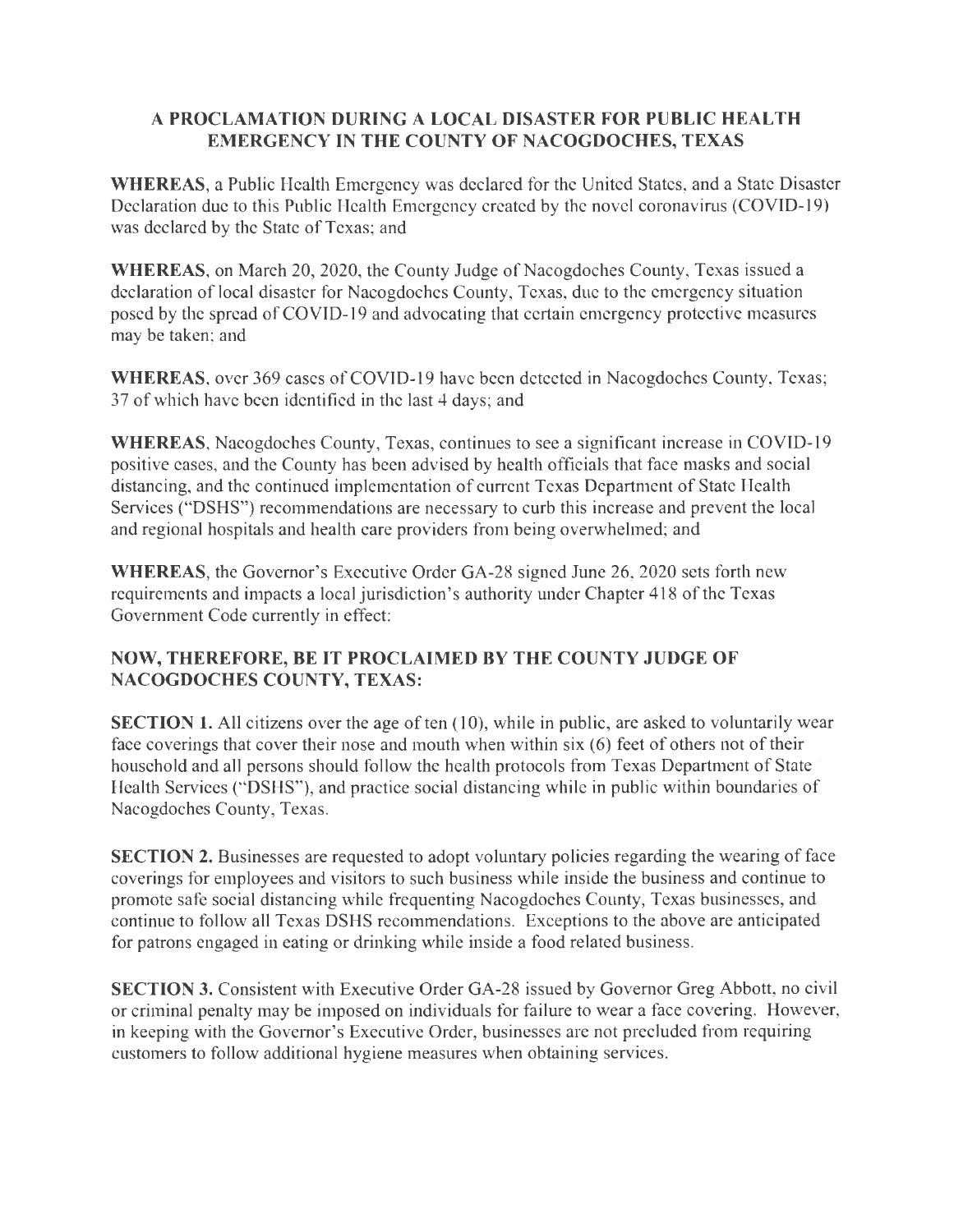## A PROCLAMATION DURING A LOCAL DISASTER FOR PUBLIC HEALTH EMERGENCY IN THE COUNTY OF NACOGDOCHES, TEXAS

**WHEREAS**, a Public Health Emergency was declared for the United States, and a State Disaster Declaration due to this Public Health Emergency created by the novel coronavirus (COVID-19) was declared by the State of Texas; and

**WHEREAS**, on March 20, 2020, the County Judge of Nacogdoches County, Texas issued a declaration of local disaster for Nacogdoches County, Texas, due to the emergency situation posed by the spread of COVID-19 and advocating that certain emergency protective measures may be taken; and

**WHEREAS**, over 369 cases of COVID-19 have been detected in Nacogdoches County, Texas; 37 of which have been identified in the last 4 days; and

**WHEREAS**, Nacogdoches County, Texas, continues to see a significant increase in COVID-19 positive cases, and the County has been advised by health officials that face masks and social distancing, and the continued implementation of current Texas Department of State Health Services ("DSHS") recommendations are necessary to curb this increase and prevent the local and regional hospitals and health care providers from being overwhelmed; and

**WHEREAS**, the Governor's Executive Order GA-28 signed June 26, 2020 sets forth new requirements and impacts a local jurisdiction's authority under Chapter 418 of the Texas Government Code currently in effect:

### NOW, THEREFORE, BE IT PROCLAIMED BY THE COUNTY JUDGE OF NACOGDOCHES COUNTY, TEXAS:

**SECTION 1.** All citizens over the age of ten (10), while in public, are asked to voluntarily wear face coverings that cover their nose and mouth when within six (6) feet of others not of their household and all persons should follow the health protocols from Texas Department of State Health Services ("DSHS"), and practice social distancing while in public within boundaries of Nacogdoches County, Texas.

**SECTION 2.** Businesses are requested to adopt voluntary policies regarding the wearing of face coverings for employees and visitors to such business while inside the business and continue to promote safe social distancing while frequenting Nacogdoches County, Texas businesses, and continue to follow all Texas DSHS recommendations. Exceptions to the above are anticipated for patrons engaged in eating or drinking while inside a food related business.

**SECTION 3.** Consistent with Executive Order GA-28 issued by Governor Greg Abbott, no civil or criminal penalty may be imposed on individuals for failure to wear a face covering. However, in keeping with the Governor's Executive Order, businesses are not precluded from requiring customers to follow additional hygiene measures when obtaining services.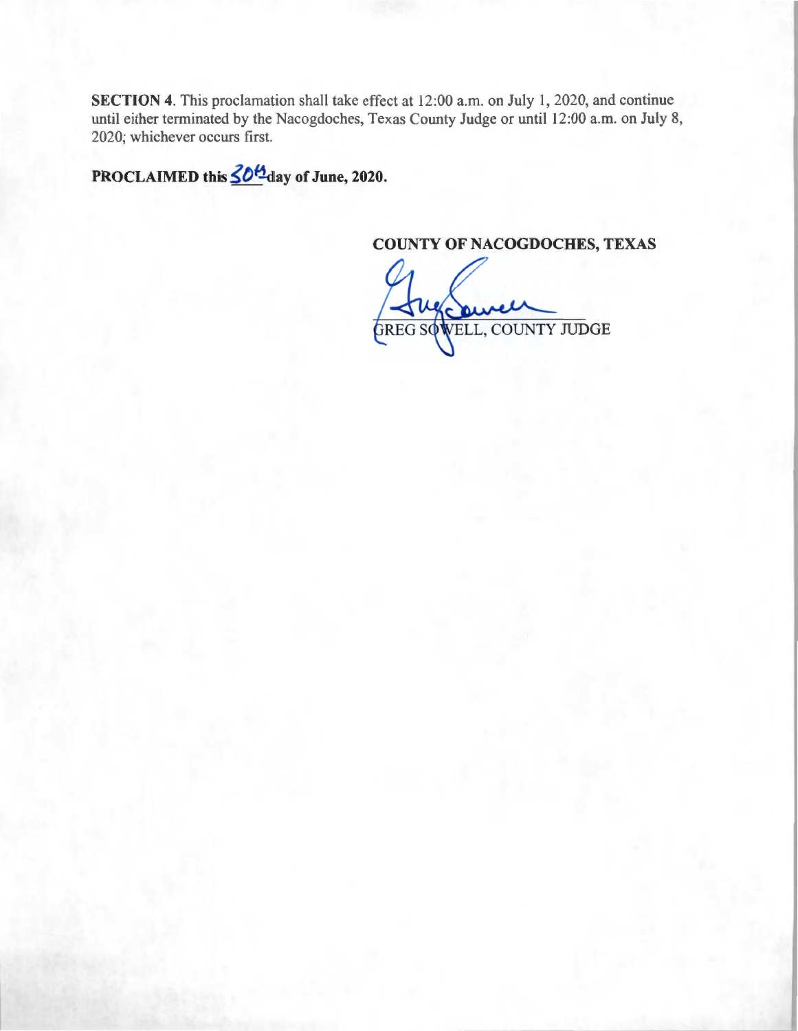**SECTION 4.** This proclamation shall take effect at 12:00 a.m. on July 1, 2020, and continue until either terminated by the Nacogdoches, Texas County Judge or until 12:00 a.m. on July 8, 2020; whichever occurs first.

**PROCLAIMED this 30th day of June, 2020.**

**COUNTY OF NACOGDOCHES, TEXAS**

GREG SOWELL, COUNTY JUDGE